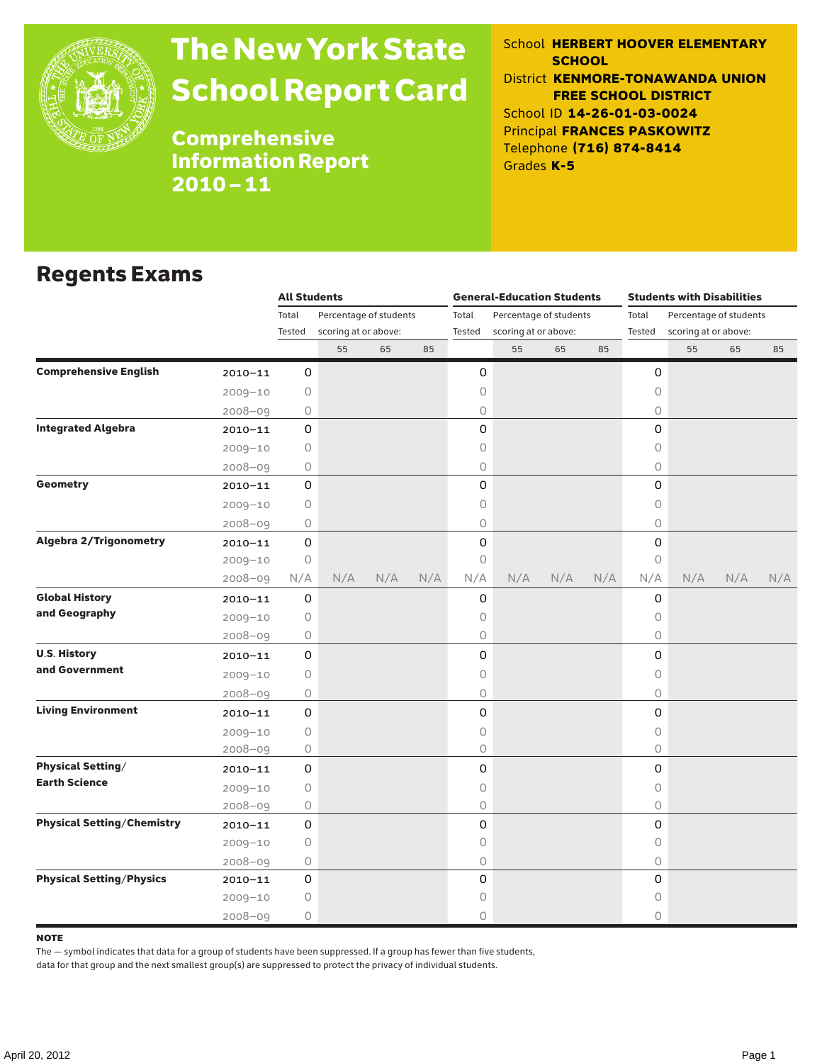# The New York State School Report Card

## Comprehensive Information Report 2010 – 11

School **HERBERT HOOVER ELEMENTARY SCHOOL**
District **KENMORE-TONAWANDA UNION FREE SCHOOL DISTRICT**
School ID **14-26-01-03-0024**
Principal **FRANCES PASKOWITZ**
Telephone **(716) 874-8414**
Grades **K-5**

## Regents Exams

| | | All Students | | | | General-Education Students | | | | Students with Disabilities | | | |
|---|---|---|---|---|---|---|---|---|---|---|---|---|---|
| | | Total Tested | Percentage of students scoring at or above: | | | Total Tested | Percentage of students scoring at or above: | | | Total Tested | Percentage of students scoring at or above: | | |
| | | | 55 | 65 | 85 | | 55 | 65 | 85 | | 55 | 65 | 85 |
| **Comprehensive English** | 2010–11 | 0 | | | | 0 | | | | 0 | | | |
| | 2009–10 | 0 | | | | 0 | | | | 0 | | | |
| | 2008–09 | 0 | | | | 0 | | | | 0 | | | |
| **Integrated Algebra** | 2010–11 | 0 | | | | 0 | | | | 0 | | | |
| | 2009–10 | 0 | | | | 0 | | | | 0 | | | |
| | 2008–09 | 0 | | | | 0 | | | | 0 | | | |
| **Geometry** | 2010–11 | 0 | | | | 0 | | | | 0 | | | |
| | 2009–10 | 0 | | | | 0 | | | | 0 | | | |
| | 2008–09 | 0 | | | | 0 | | | | 0 | | | |
| **Algebra 2/Trigonometry** | 2010–11 | 0 | | | | 0 | | | | 0 | | | |
| | 2009–10 | 0 | | | | 0 | | | | 0 | | | |
| | 2008–09 | N/A | N/A | N/A | N/A | N/A | N/A | N/A | N/A | N/A | N/A | N/A | N/A |
| **Global History and Geography** | 2010–11 | 0 | | | | 0 | | | | 0 | | | |
| | 2009–10 | 0 | | | | 0 | | | | 0 | | | |
| | 2008–09 | 0 | | | | 0 | | | | 0 | | | |
| **U.S. History and Government** | 2010–11 | 0 | | | | 0 | | | | 0 | | | |
| | 2009–10 | 0 | | | | 0 | | | | 0 | | | |
| | 2008–09 | 0 | | | | 0 | | | | 0 | | | |
| **Living Environment** | 2010–11 | 0 | | | | 0 | | | | 0 | | | |
| | 2009–10 | 0 | | | | 0 | | | | 0 | | | |
| | 2008–09 | 0 | | | | 0 | | | | 0 | | | |
| **Physical Setting/ Earth Science** | 2010–11 | 0 | | | | 0 | | | | 0 | | | |
| | 2009–10 | 0 | | | | 0 | | | | 0 | | | |
| | 2008–09 | 0 | | | | 0 | | | | 0 | | | |
| **Physical Setting/Chemistry** | 2010–11 | 0 | | | | 0 | | | | 0 | | | |
| | 2009–10 | 0 | | | | 0 | | | | 0 | | | |
| | 2008–09 | 0 | | | | 0 | | | | 0 | | | |
| **Physical Setting/Physics** | 2010–11 | 0 | | | | 0 | | | | 0 | | | |
| | 2009–10 | 0 | | | | 0 | | | | 0 | | | |
| | 2008–09 | 0 | | | | 0 | | | | 0 | | | |

**NOTE**

The — symbol indicates that data for a group of students have been suppressed. If a group has fewer than five students, data for that group and the next smallest group(s) are suppressed to protect the privacy of individual students.

April 20, 2012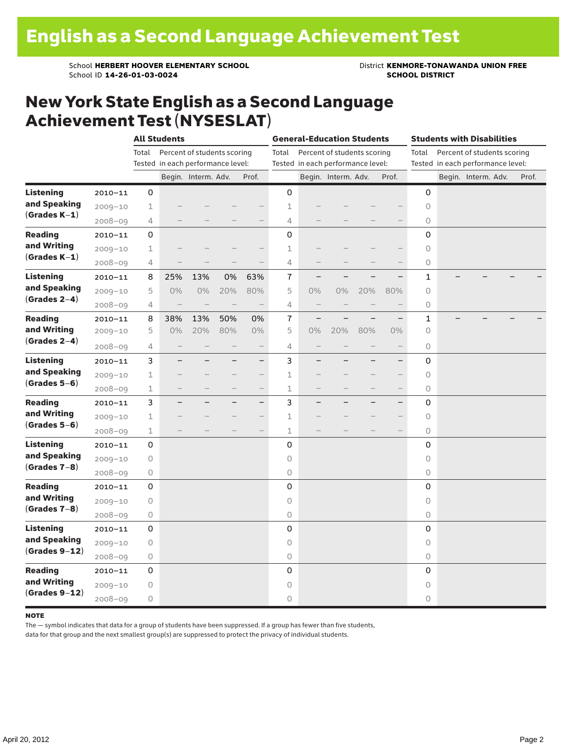# English as a Second Language Achievement Test

School **HERBERT HOOVER ELEMENTARY SCHOOL**
School ID **14-26-01-03-0024**

District **KENMORE-TONAWANDA UNION FREE SCHOOL DISTRICT**

## New York State English as a Second Language Achievement Test (NYSESLAT)

| | | All Students | | | | | General-Education Students | | | | | Students with Disabilities | | | | |
|---|---|---|---|---|---|---|---|---|---|---|---|---|---|---|---|---|
| | | Total Tested | Percent of students scoring in each performance level: | | | | Total Tested | Percent of students scoring in each performance level: | | | | Total Tested | Percent of students scoring in each performance level: | | | |
| | | | Begin. | Interm. | Adv. | Prof. | | Begin. | Interm. | Adv. | Prof. | | Begin. | Interm. | Adv. | Prof. |
| **Listening and Speaking (Grades K–1)** | 2010–11 | 0 | | | | | 0 | | | | | 0 | | | | |
| | 2009–10 | 1 | – | – | – | – | 1 | – | – | – | – | 0 | | | | |
| | 2008–09 | 4 | – | – | – | – | 4 | – | – | – | – | 0 | | | | |
| **Reading and Writing (Grades K–1)** | 2010–11 | 0 | | | | | 0 | | | | | 0 | | | | |
| | 2009–10 | 1 | – | – | – | – | 1 | – | – | – | – | 0 | | | | |
| | 2008–09 | 4 | – | – | – | – | 4 | – | – | – | – | 0 | | | | |
| **Listening and Speaking (Grades 2–4)** | 2010–11 | 8 | 25% | 13% | 0% | 63% | 7 | – | – | – | – | 1 | – | – | – | – |
| | 2009–10 | 5 | 0% | 0% | 20% | 80% | 5 | 0% | 0% | 20% | 80% | 0 | | | | |
| | 2008–09 | 4 | – | – | – | – | 4 | – | – | – | – | 0 | | | | |
| **Reading and Writing (Grades 2–4)** | 2010–11 | 8 | 38% | 13% | 50% | 0% | 7 | – | – | – | – | 1 | – | – | – | – |
| | 2009–10 | 5 | 0% | 20% | 80% | 0% | 5 | 0% | 20% | 80% | 0% | 0 | | | | |
| | 2008–09 | 4 | – | – | – | – | 4 | – | – | – | – | 0 | | | | |
| **Listening and Speaking (Grades 5–6)** | 2010–11 | 3 | – | – | – | – | 3 | – | – | – | – | 0 | | | | |
| | 2009–10 | 1 | – | – | – | – | 1 | – | – | – | – | 0 | | | | |
| | 2008–09 | 1 | – | – | – | – | 1 | – | – | – | – | 0 | | | | |
| **Reading and Writing (Grades 5–6)** | 2010–11 | 3 | – | – | – | – | 3 | – | – | – | – | 0 | | | | |
| | 2009–10 | 1 | – | – | – | – | 1 | – | – | – | – | 0 | | | | |
| | 2008–09 | 1 | – | – | – | – | 1 | – | – | – | – | 0 | | | | |
| **Listening and Speaking (Grades 7–8)** | 2010–11 | 0 | | | | | 0 | | | | | 0 | | | | |
| | 2009–10 | 0 | | | | | 0 | | | | | 0 | | | | |
| | 2008–09 | 0 | | | | | 0 | | | | | 0 | | | | |
| **Reading and Writing (Grades 7–8)** | 2010–11 | 0 | | | | | 0 | | | | | 0 | | | | |
| | 2009–10 | 0 | | | | | 0 | | | | | 0 | | | | |
| | 2008–09 | 0 | | | | | 0 | | | | | 0 | | | | |
| **Listening and Speaking (Grades 9–12)** | 2010–11 | 0 | | | | | 0 | | | | | 0 | | | | |
| | 2009–10 | 0 | | | | | 0 | | | | | 0 | | | | |
| | 2008–09 | 0 | | | | | 0 | | | | | 0 | | | | |
| **Reading and Writing (Grades 9–12)** | 2010–11 | 0 | | | | | 0 | | | | | 0 | | | | |
| | 2009–10 | 0 | | | | | 0 | | | | | 0 | | | | |
| | 2008–09 | 0 | | | | | 0 | | | | | 0 | | | | |

**NOTE**

The — symbol indicates that data for a group of students have been suppressed. If a group has fewer than five students, data for that group and the next smallest group(s) are suppressed to protect the privacy of individual students.

April 20, 2012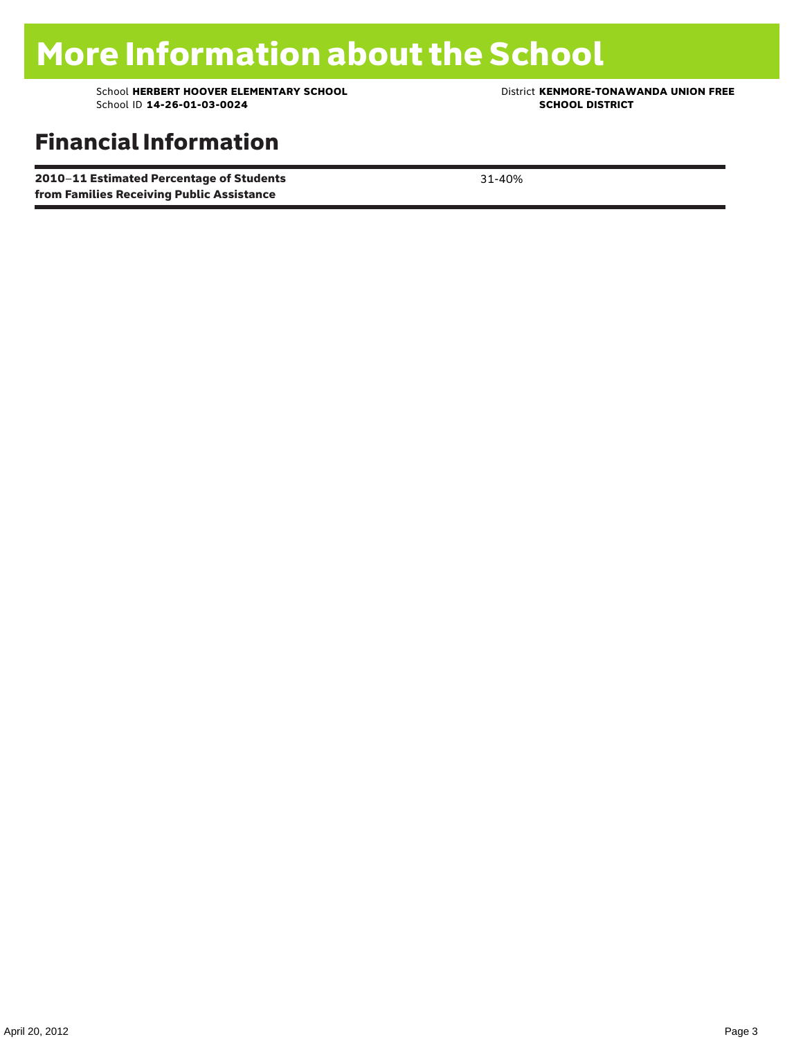# More Information about the School

School **HERBERT HOOVER ELEMENTARY SCHOOL**
School ID **14-26-01-03-0024**

District **KENMORE-TONAWANDA UNION FREE SCHOOL DISTRICT**

## Financial Information

| | |
|---|---|
| **2010–11 Estimated Percentage of Students from Families Receiving Public Assistance** | 31-40% |

April 20, 2012